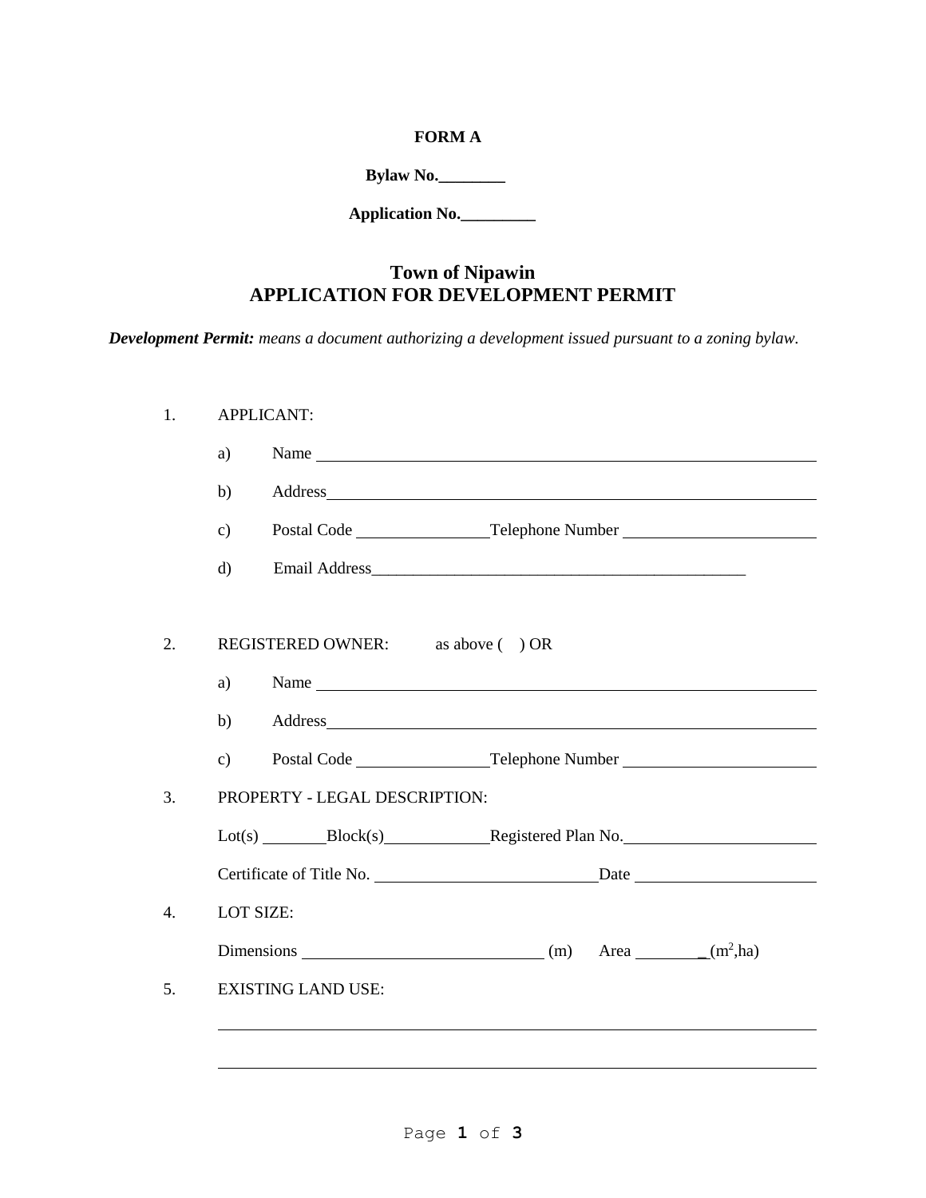**FORM A**

**Bylaw No.________**

**Application No._________**

# Town of Nipawin
# APPLICATION FOR DEVELOPMENT PERMIT

***Development Permit:*** *means a document authorizing a development issued pursuant to a zoning bylaw.*

1. APPLICANT:

   a) Name ____________________________________________________________

   b) Address__________________________________________________________

   c) Postal Code ________________Telephone Number _______________________

   d) Email Address_______________________________________________

2. REGISTERED OWNER: as above ( ) OR

   a) Name ____________________________________________________________

   b) Address__________________________________________________________

   c) Postal Code ________________Telephone Number _______________________

3. PROPERTY - LEGAL DESCRIPTION:

   Lot(s) ________Block(s)____________Registered Plan No.______________________

   Certificate of Title No. __________________________Date _____________________

4. LOT SIZE:

   Dimensions _____________________________ (m) Area _________(m$^2$,ha)

5. EXISTING LAND USE:

   ___________________________________________________________________________

   ___________________________________________________________________________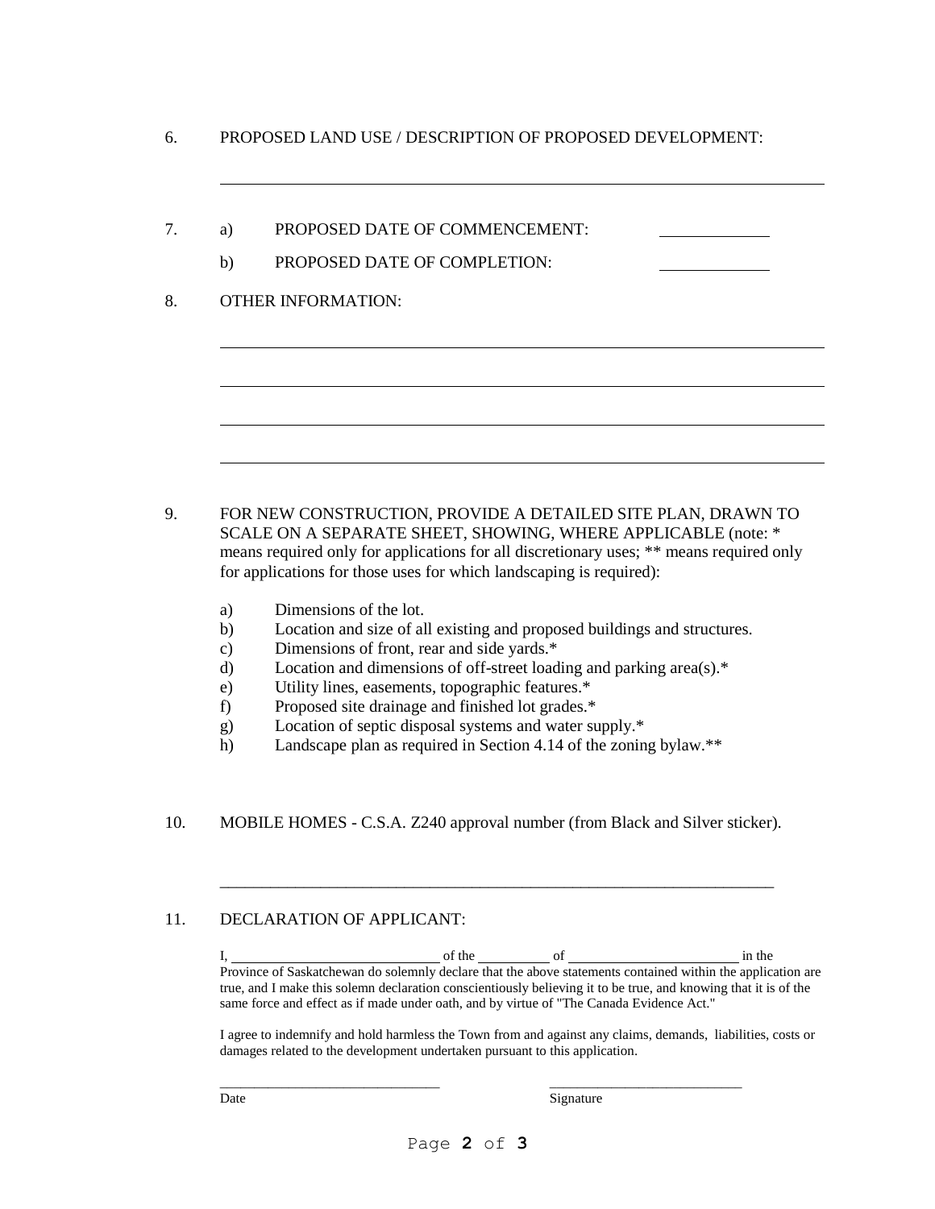6. PROPOSED LAND USE / DESCRIPTION OF PROPOSED DEVELOPMENT:

\_\_\_\_\_\_\_\_\_\_\_\_\_\_\_\_\_\_\_\_\_\_\_\_\_\_\_\_\_\_\_\_\_\_\_\_\_\_\_\_\_\_\_\_\_\_\_\_\_\_\_\_\_\_\_\_\_\_\_\_\_\_\_\_\_\_\_\_\_\_

7. a) PROPOSED DATE OF COMMENCEMENT: \_\_\_\_\_\_\_\_\_\_\_\_

   b) PROPOSED DATE OF COMPLETION: \_\_\_\_\_\_\_\_\_\_\_\_

8. OTHER INFORMATION:

\_\_\_\_\_\_\_\_\_\_\_\_\_\_\_\_\_\_\_\_\_\_\_\_\_\_\_\_\_\_\_\_\_\_\_\_\_\_\_\_\_\_\_\_\_\_\_\_\_\_\_\_\_\_\_\_\_\_\_\_\_\_\_\_\_\_\_\_\_\_

\_\_\_\_\_\_\_\_\_\_\_\_\_\_\_\_\_\_\_\_\_\_\_\_\_\_\_\_\_\_\_\_\_\_\_\_\_\_\_\_\_\_\_\_\_\_\_\_\_\_\_\_\_\_\_\_\_\_\_\_\_\_\_\_\_\_\_\_\_\_

\_\_\_\_\_\_\_\_\_\_\_\_\_\_\_\_\_\_\_\_\_\_\_\_\_\_\_\_\_\_\_\_\_\_\_\_\_\_\_\_\_\_\_\_\_\_\_\_\_\_\_\_\_\_\_\_\_\_\_\_\_\_\_\_\_\_\_\_\_\_

\_\_\_\_\_\_\_\_\_\_\_\_\_\_\_\_\_\_\_\_\_\_\_\_\_\_\_\_\_\_\_\_\_\_\_\_\_\_\_\_\_\_\_\_\_\_\_\_\_\_\_\_\_\_\_\_\_\_\_\_\_\_\_\_\_\_\_\_\_\_

9. FOR NEW CONSTRUCTION, PROVIDE A DETAILED SITE PLAN, DRAWN TO SCALE ON A SEPARATE SHEET, SHOWING, WHERE APPLICABLE (note: * means required only for applications for all discretionary uses; ** means required only for applications for those uses for which landscaping is required):

   a) Dimensions of the lot.
   b) Location and size of all existing and proposed buildings and structures.
   c) Dimensions of front, rear and side yards.*
   d) Location and dimensions of off-street loading and parking area(s).*
   e) Utility lines, easements, topographic features.*
   f) Proposed site drainage and finished lot grades.*
   g) Location of septic disposal systems and water supply.*
   h) Landscape plan as required in Section 4.14 of the zoning bylaw.**

10. MOBILE HOMES - C.S.A. Z240 approval number (from Black and Silver sticker).

\_\_\_\_\_\_\_\_\_\_\_\_\_\_\_\_\_\_\_\_\_\_\_\_\_\_\_\_\_\_\_\_\_\_\_\_\_\_\_\_\_\_\_\_\_\_\_\_\_\_\_\_\_\_\_\_\_\_\_\_\_\_\_\_\_\_\_\_\_\_

11. DECLARATION OF APPLICANT:

I, \_\_\_\_\_\_\_\_\_\_\_\_\_\_\_\_\_\_\_\_\_\_\_ of the \_\_\_\_\_\_\_\_ of \_\_\_\_\_\_\_\_\_\_\_\_\_\_\_\_\_\_\_\_ in the Province of Saskatchewan do solemnly declare that the above statements contained within the application are true, and I make this solemn declaration conscientiously believing it to be true, and knowing that it is of the same force and effect as if made under oath, and by virtue of "The Canada Evidence Act."

I agree to indemnify and hold harmless the Town from and against any claims, demands, liabilities, costs or damages related to the development undertaken pursuant to this application.

\_\_\_\_\_\_\_\_\_\_\_\_\_\_\_\_\_\_\_\_\_\_\_\_\_\_\_\_ \_\_\_\_\_\_\_\_\_\_\_\_\_\_\_\_\_\_\_\_\_\_\_\_\_\_\_\_

Date Signature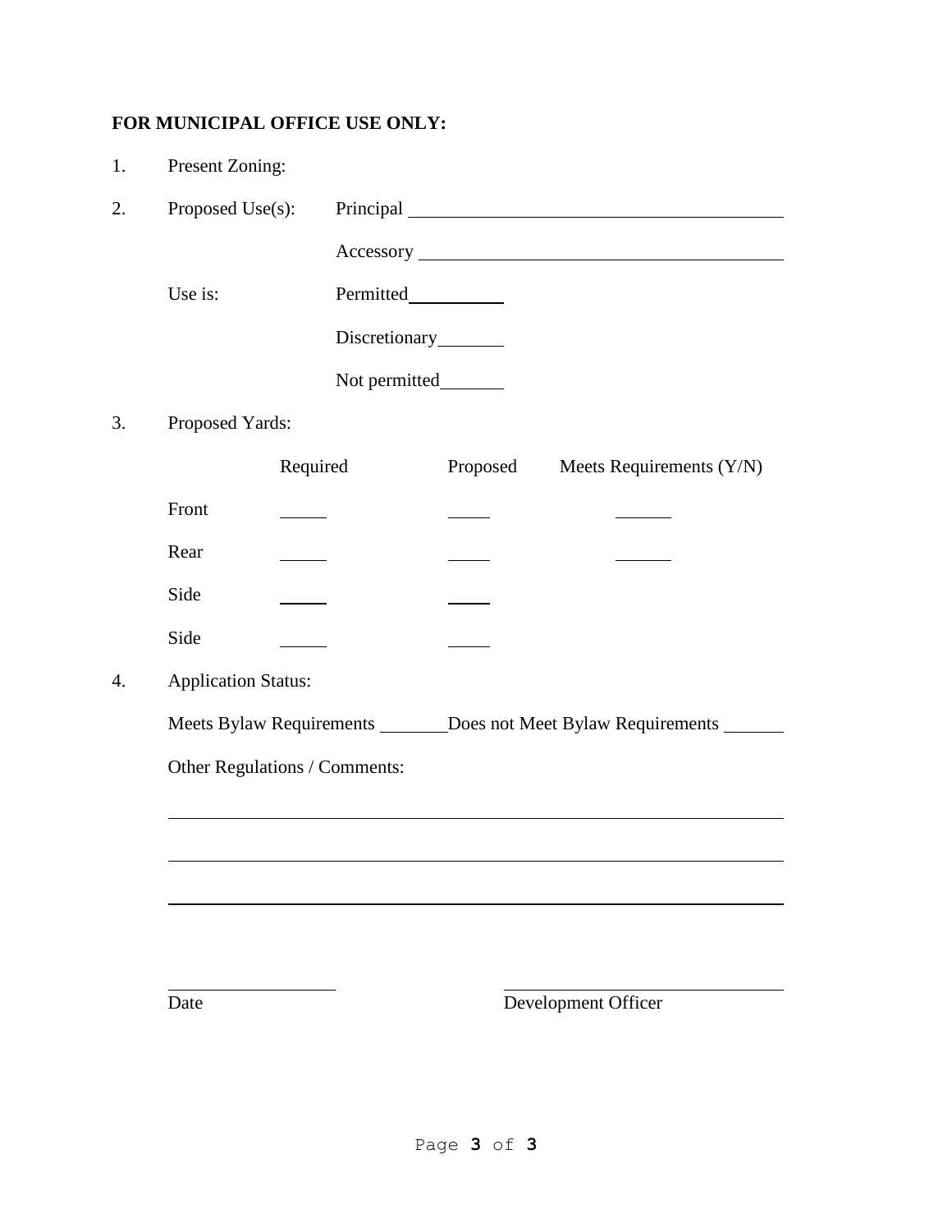**FOR MUNICIPAL OFFICE USE ONLY:**

1. Present Zoning:

2. Proposed Use(s): Principal \_\_\_\_\_\_\_\_\_\_\_\_\_\_\_\_\_\_\_\_\_\_\_\_\_\_\_\_\_\_\_\_\_\_\_\_\_\_\_\_

   Accessory \_\_\_\_\_\_\_\_\_\_\_\_\_\_\_\_\_\_\_\_\_\_\_\_\_\_\_\_\_\_\_\_\_\_\_\_\_\_\_\_

   Use is: Permitted\_\_\_\_\_\_\_\_\_\_

   Discretionary\_\_\_\_\_\_\_

   Not permitted\_\_\_\_\_\_\_

3. Proposed Yards:

| | Required | Proposed | Meets Requirements (Y/N) |
|---|---|---|---|
| Front | \_\_\_\_\_ | \_\_\_\_\_ | \_\_\_\_\_\_ |
| Rear | \_\_\_\_\_ | \_\_\_\_\_ | \_\_\_\_\_\_ |
| Side | \_\_\_\_\_ | \_\_\_\_\_ | |
| Side | \_\_\_\_\_ | \_\_\_\_\_ | |

4. Application Status:

   Meets Bylaw Requirements \_\_\_\_\_\_\_\_ Does not Meet Bylaw Requirements \_\_\_\_\_\_\_

   Other Regulations / Comments:

   \_\_\_\_\_\_\_\_\_\_\_\_\_\_\_\_\_\_\_\_\_\_\_\_\_\_\_\_\_\_\_\_\_\_\_\_\_\_\_\_\_\_\_\_\_\_\_\_\_\_\_\_\_\_\_\_\_\_\_\_\_\_\_\_

   \_\_\_\_\_\_\_\_\_\_\_\_\_\_\_\_\_\_\_\_\_\_\_\_\_\_\_\_\_\_\_\_\_\_\_\_\_\_\_\_\_\_\_\_\_\_\_\_\_\_\_\_\_\_\_\_\_\_\_\_\_\_\_\_

   \_\_\_\_\_\_\_\_\_\_\_\_\_\_\_\_\_\_\_\_\_\_\_\_\_\_\_\_\_\_\_\_\_\_\_\_\_\_\_\_\_\_\_\_\_\_\_\_\_\_\_\_\_\_\_\_\_\_\_\_\_\_\_\_

\_\_\_\_\_\_\_\_\_\_\_\_\_\_\_\_\_\_\_\_ \_\_\_\_\_\_\_\_\_\_\_\_\_\_\_\_\_\_\_\_\_\_\_\_\_\_\_\_\_\_\_\_\_\_

Date Development Officer